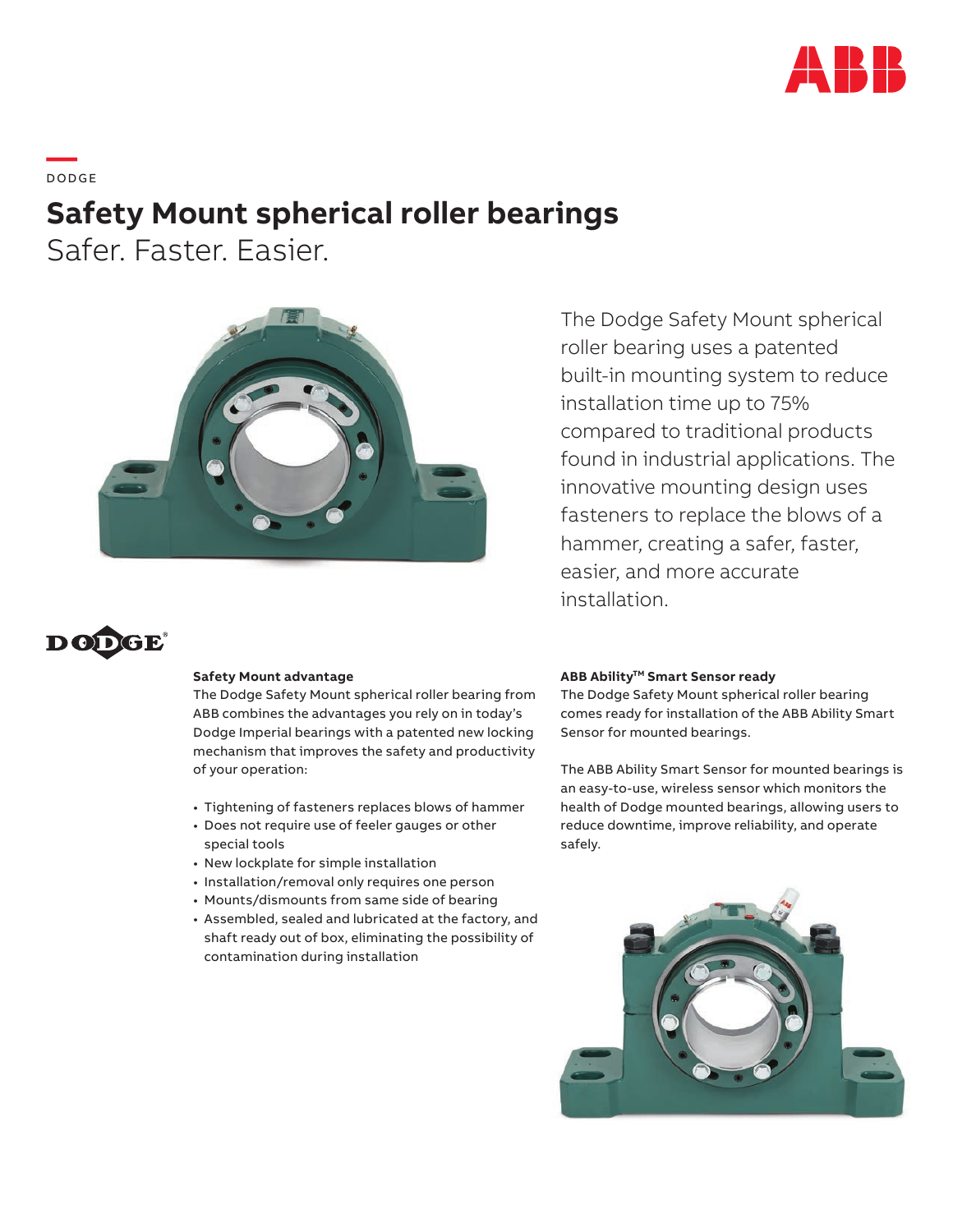DODGE

# Safety Mount spherical roller bearings

Safer. Faster. Easier.

The Dodge Safety Mount spherical roller bearing uses a patented built-in mounting system to reduce installation time up to 75% compared to traditional products found in industrial applications. The innovative mounting design uses fasteners to replace the blows of a hammer, creating a safer, faster, easier, and more accurate installation.

### Safety Mount advantage

The Dodge Safety Mount spherical roller bearing from ABB combines the advantages you rely on in today's Dodge Imperial bearings with a patented new locking mechanism that improves the safety and productivity of your operation:

- Tightening of fasteners replaces blows of hammer
- Does not require use of feeler gauges or other special tools
- New lockplate for simple installation
- Installation/removal only requires one person
- Mounts/dismounts from same side of bearing
- Assembled, sealed and lubricated at the factory, and shaft ready out of box, eliminating the possibility of contamination during installation

### ABB Ability™ Smart Sensor ready

The Dodge Safety Mount spherical roller bearing comes ready for installation of the ABB Ability Smart Sensor for mounted bearings.

The ABB Ability Smart Sensor for mounted bearings is an easy-to-use, wireless sensor which monitors the health of Dodge mounted bearings, allowing users to reduce downtime, improve reliability, and operate safely.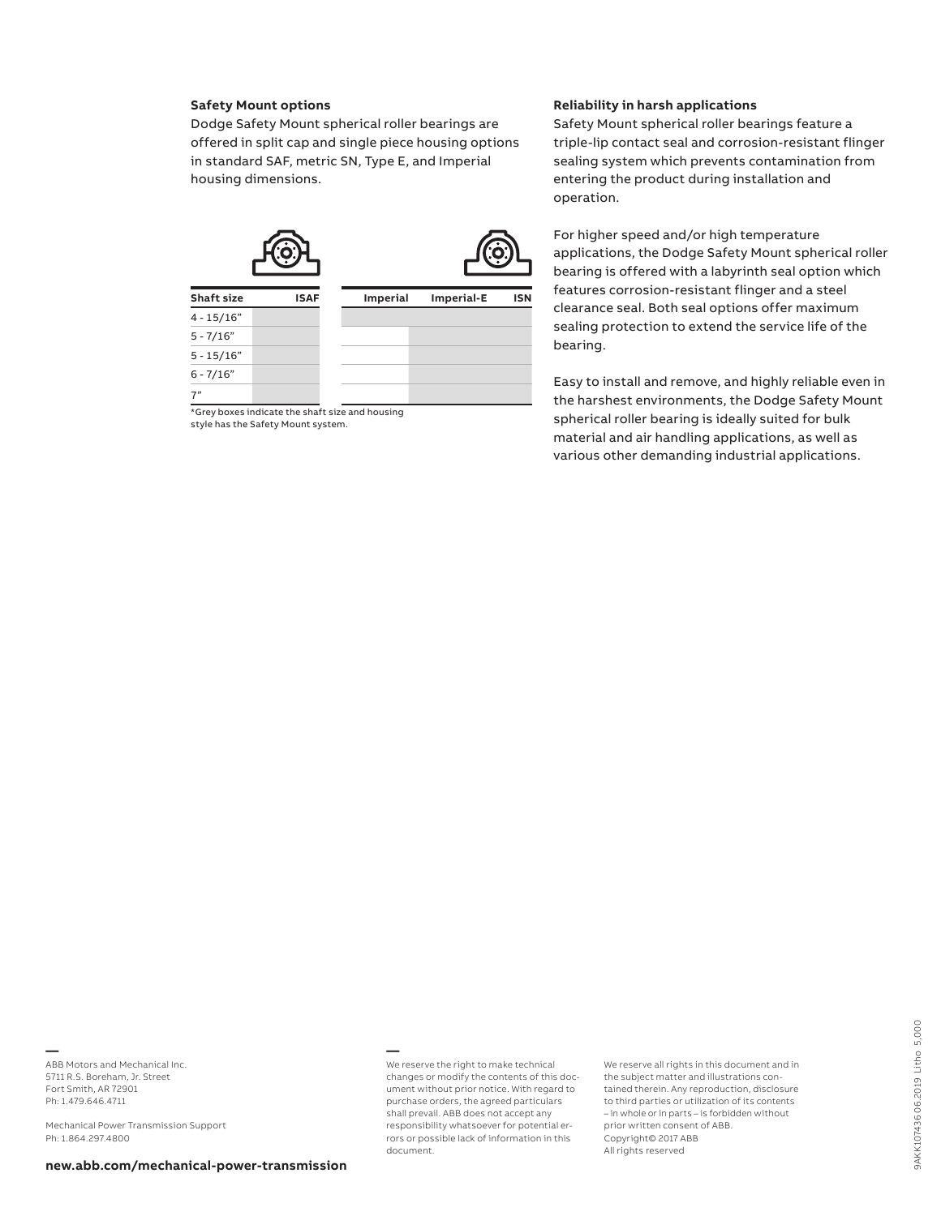### Safety Mount options

Dodge Safety Mount spherical roller bearings are offered in split cap and single piece housing options in standard SAF, metric SN, Type E, and Imperial housing dimensions.

| Shaft size | ISAF | Imperial | Imperial-E | ISN |
|---|---|---|---|---|
| 4 - 15/16" | | | | |
| 5 - 7/16" | | | | |
| 5 - 15/16" | | | | |
| 6 - 7/16" | | | | |
| 7" | | | | |

*Grey boxes indicate the shaft size and housing style has the Safety Mount system.

### Reliability in harsh applications

Safety Mount spherical roller bearings feature a triple-lip contact seal and corrosion-resistant flinger sealing system which prevents contamination from entering the product during installation and operation.

For higher speed and/or high temperature applications, the Dodge Safety Mount spherical roller bearing is offered with a labyrinth seal option which features corrosion-resistant flinger and a steel clearance seal. Both seal options offer maximum sealing protection to extend the service life of the bearing.

Easy to install and remove, and highly reliable even in the harshest environments, the Dodge Safety Mount spherical roller bearing is ideally suited for bulk material and air handling applications, as well as various other demanding industrial applications.

—

ABB Motors and Mechanical Inc.
5711 R.S. Boreham, Jr. Street
Fort Smith, AR 72901
Ph: 1.479.646.4711

Mechanical Power Transmission Support
Ph: 1.864.297.4800

**new.abb.com/mechanical-power-transmission**

—

We reserve the right to make technical changes or modify the contents of this document without prior notice. With regard to purchase orders, the agreed particulars shall prevail. ABB does not accept any responsibility whatsoever for potential errors or possible lack of information in this document.

We reserve all rights in this document and in the subject matter and illustrations contained therein. Any reproduction, disclosure to third parties or utilization of its contents – in whole or in parts – is forbidden without prior written consent of ABB.
Copyright© 2017 ABB
All rights reserved

9AKK107436 06.2019 Litho 5,000